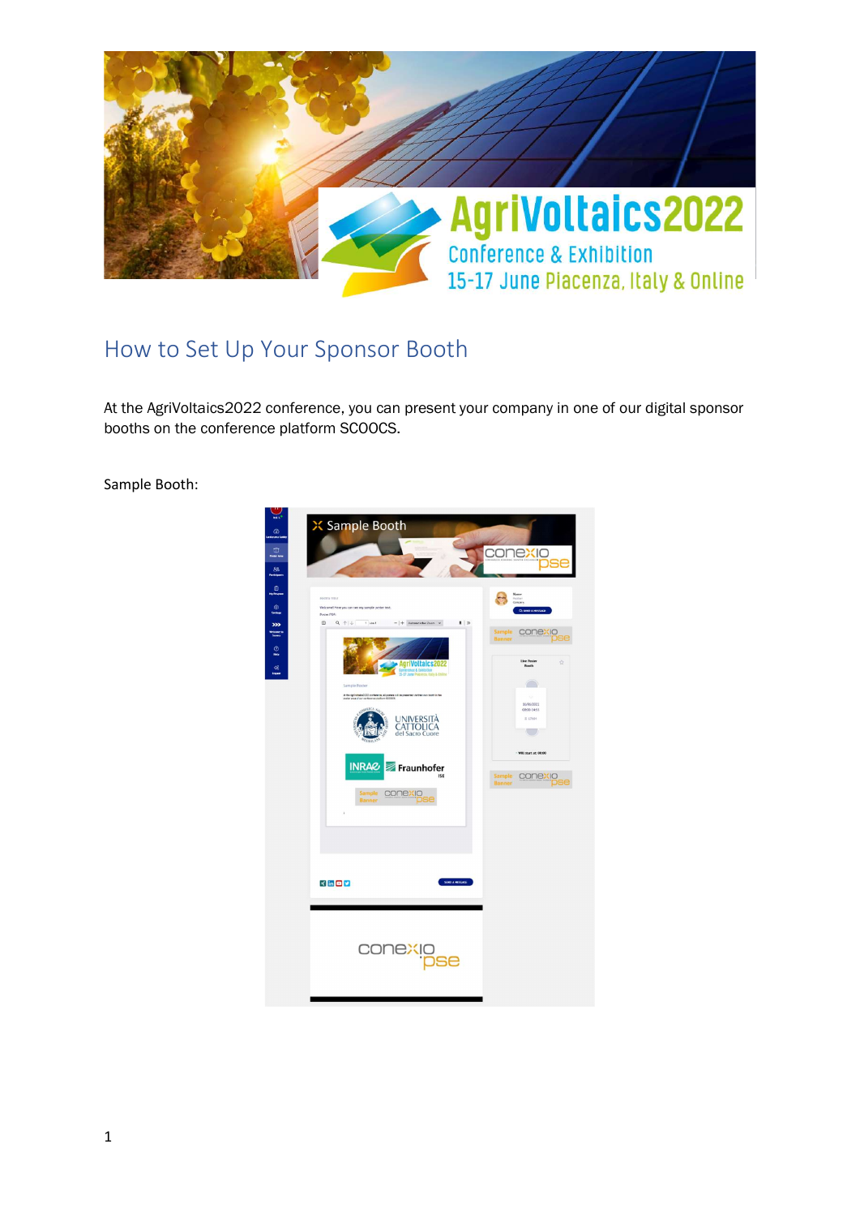## How to Set Up Your Sponsor Booth

At the AgriVoltaics2022 conference, you can present your company in one of our digital sponsor booths on the conference platform SCOOCS.

Sample Booth: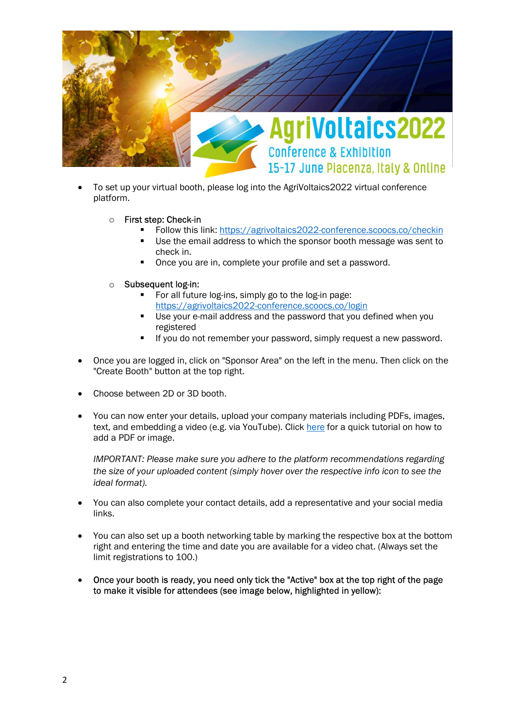- To set up your virtual booth, please log into the AgriVoltaics2022 virtual conference platform.

    - First step: Check-in
        - Follow this link: [https://agrivoltaics2022-conference.scoocs.co/checkin](https://agrivoltaics2022-conference.scoocs.co/checkin)
        - Use the email address to which the sponsor booth message was sent to check in.
        - Once you are in, complete your profile and set a password.

    - Subsequent log-in:
        - For all future log-ins, simply go to the log-in page: [https://agrivoltaics2022-conference.scoocs.co/login](https://agrivoltaics2022-conference.scoocs.co/login)
        - Use your e-mail address and the password that you defined when you registered
        - If you do not remember your password, simply request a new password.

- Once you are logged in, click on "Sponsor Area" on the left in the menu. Then click on the "Create Booth" button at the top right.

- Choose between 2D or 3D booth.

- You can now enter your details, upload your company materials including PDFs, images, text, and embedding a video (e.g. via YouTube). Click here for a quick tutorial on how to add a PDF or image.

  *IMPORTANT: Please make sure you adhere to the platform recommendations regarding the size of your uploaded content (simply hover over the respective info icon to see the ideal format).*

- You can also complete your contact details, add a representative and your social media links.

- You can also set up a booth networking table by marking the respective box at the bottom right and entering the time and date you are available for a video chat. (Always set the limit registrations to 100.)

- Once your booth is ready, you need only tick the "Active" box at the top right of the page to make it visible for attendees (see image below, highlighted in yellow):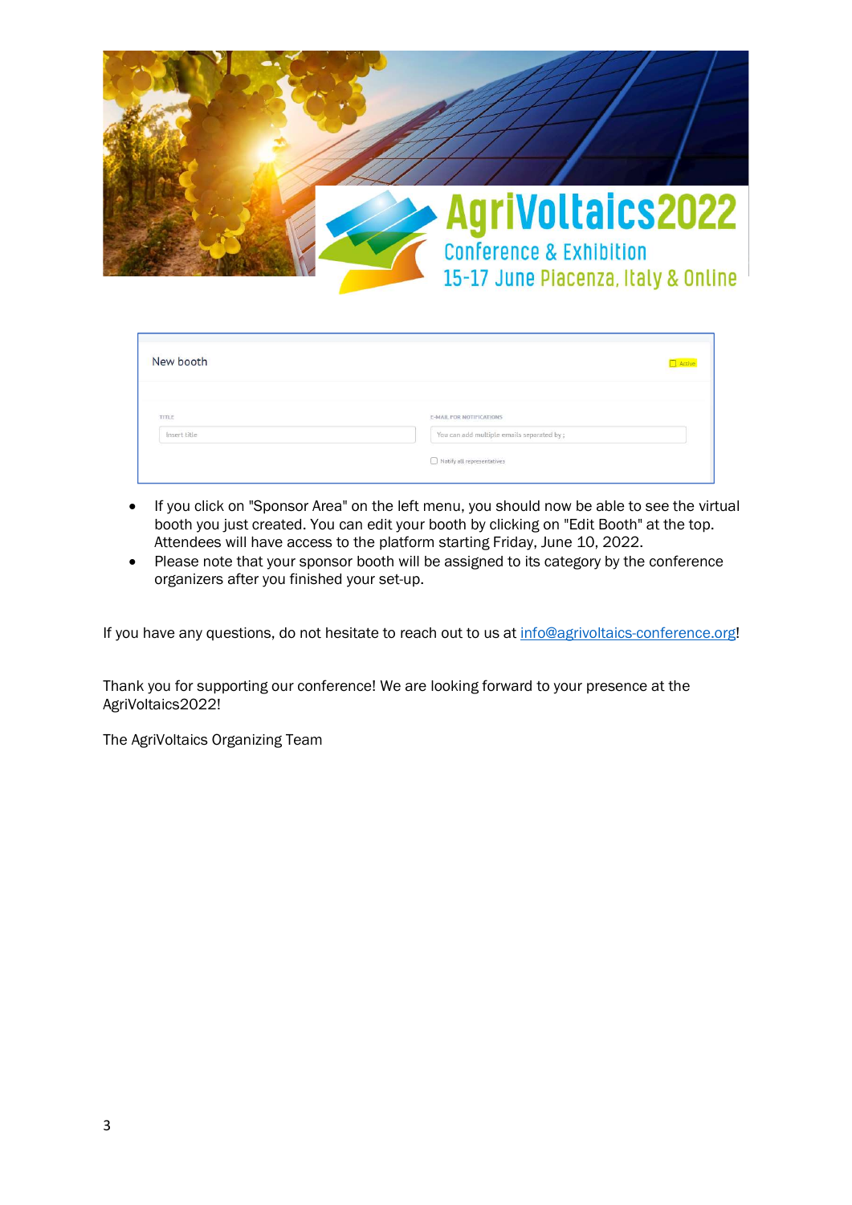- If you click on "Sponsor Area" on the left menu, you should now be able to see the virtual booth you just created. You can edit your booth by clicking on "Edit Booth" at the top. Attendees will have access to the platform starting Friday, June 10, 2022.
- Please note that your sponsor booth will be assigned to its category by the conference organizers after you finished your set-up.

If you have any questions, do not hesitate to reach out to us at info@agrivoltaics-conference.org!

Thank you for supporting our conference! We are looking forward to your presence at the AgriVoltaics2022!

The AgriVoltaics Organizing Team